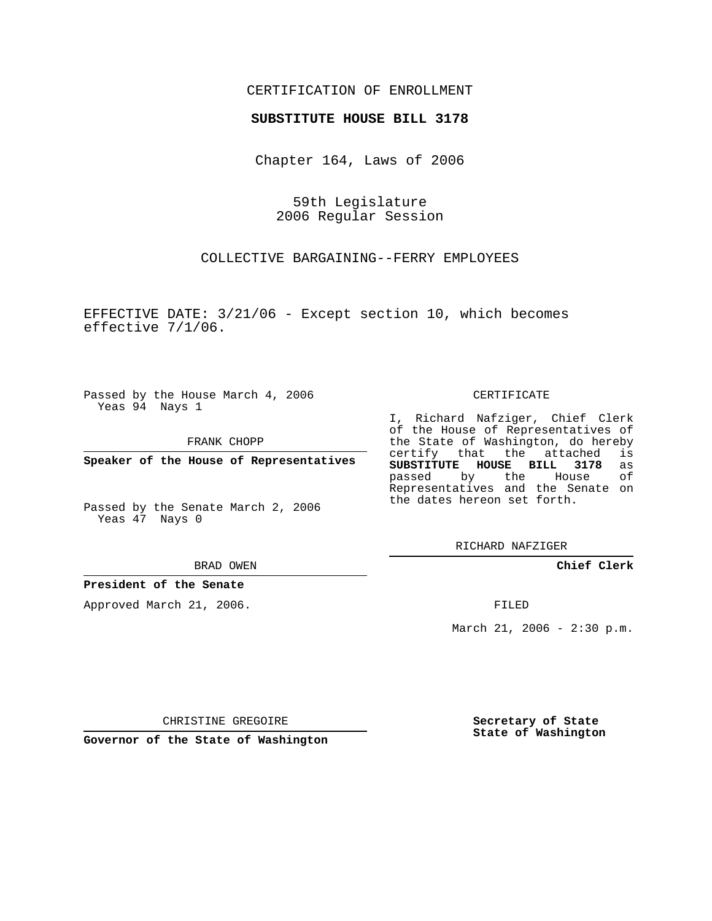CERTIFICATION OF ENROLLMENT

**SUBSTITUTE HOUSE BILL 3178**

Chapter 164, Laws of 2006

59th Legislature
2006 Regular Session

COLLECTIVE BARGAINING--FERRY EMPLOYEES

EFFECTIVE DATE: 3/21/06 - Except section 10, which becomes effective 7/1/06.

Passed by the House March 4, 2006
Yeas 94 Nays 1

FRANK CHOPP

**Speaker of the House of Representatives**

Passed by the Senate March 2, 2006
Yeas 47 Nays 0

BRAD OWEN

**President of the Senate**

Approved March 21, 2006.

CHRISTINE GREGOIRE

**Governor of the State of Washington**

CERTIFICATE

I, Richard Nafziger, Chief Clerk of the House of Representatives of the State of Washington, do hereby certify that the attached is **SUBSTITUTE HOUSE BILL 3178** as passed by the House of Representatives and the Senate on the dates hereon set forth.

RICHARD NAFZIGER

**Chief Clerk**

FILED

March 21, 2006 - 2:30 p.m.

**Secretary of State**
**State of Washington**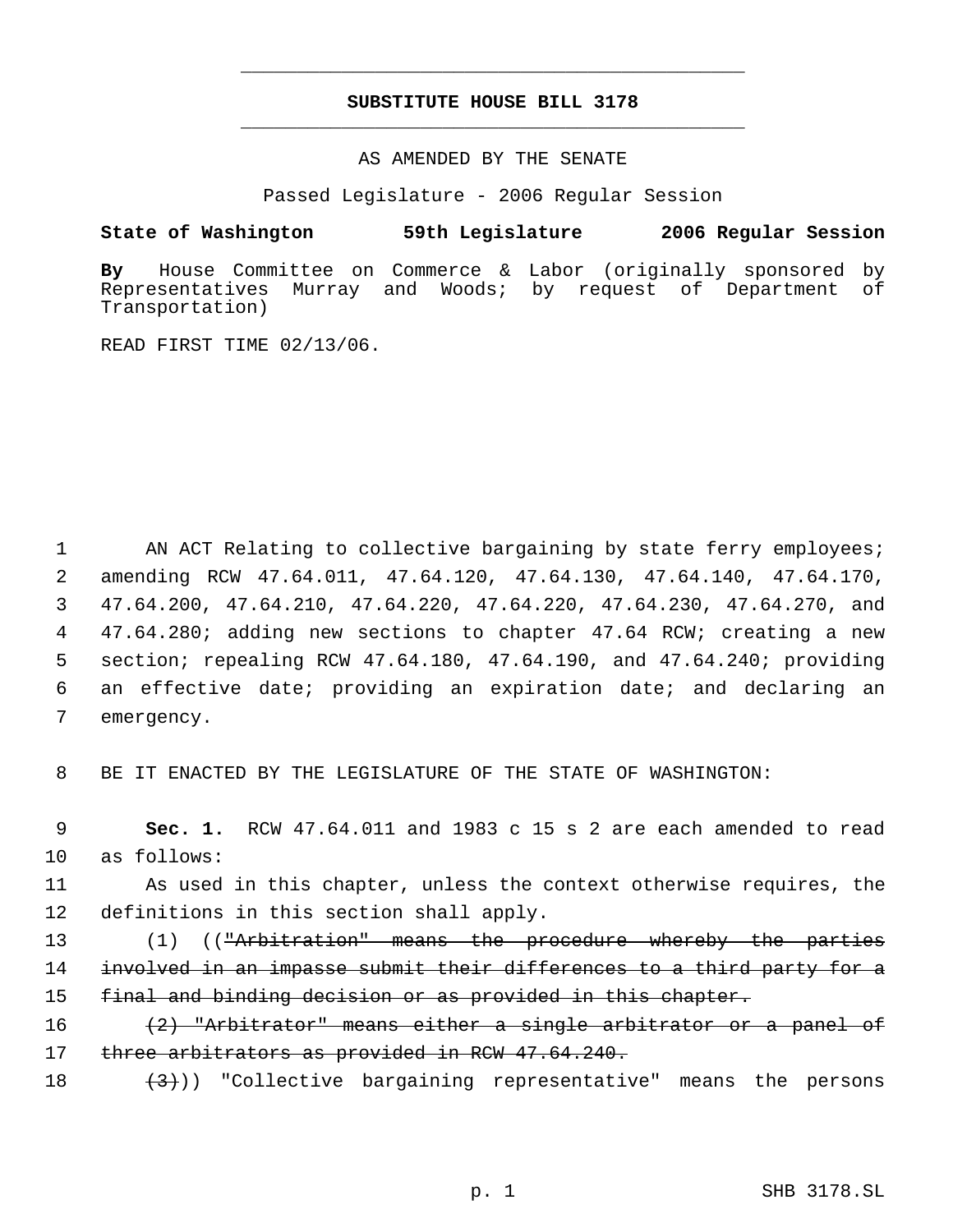# SUBSTITUTE HOUSE BILL 3178

AS AMENDED BY THE SENATE

Passed Legislature - 2006 Regular Session

**State of Washington 59th Legislature 2006 Regular Session**

**By** House Committee on Commerce & Labor (originally sponsored by Representatives Murray and Woods; by request of Department of Transportation)

READ FIRST TIME 02/13/06.

AN ACT Relating to collective bargaining by state ferry employees; amending RCW 47.64.011, 47.64.120, 47.64.130, 47.64.140, 47.64.170, 47.64.200, 47.64.210, 47.64.220, 47.64.220, 47.64.230, 47.64.270, and 47.64.280; adding new sections to chapter 47.64 RCW; creating a new section; repealing RCW 47.64.180, 47.64.190, and 47.64.240; providing an effective date; providing an expiration date; and declaring an emergency.

BE IT ENACTED BY THE LEGISLATURE OF THE STATE OF WASHINGTON:

**Sec. 1.** RCW 47.64.011 and 1983 c 15 s 2 are each amended to read as follows:

As used in this chapter, unless the context otherwise requires, the definitions in this section shall apply.

(1) ((~~"Arbitration" means the procedure whereby the parties involved in an impasse submit their differences to a third party for a final and binding decision or as provided in this chapter.~~

~~(2) "Arbitrator" means either a single arbitrator or a panel of three arbitrators as provided in RCW 47.64.240.~~

~~(3)~~)) "Collective bargaining representative" means the persons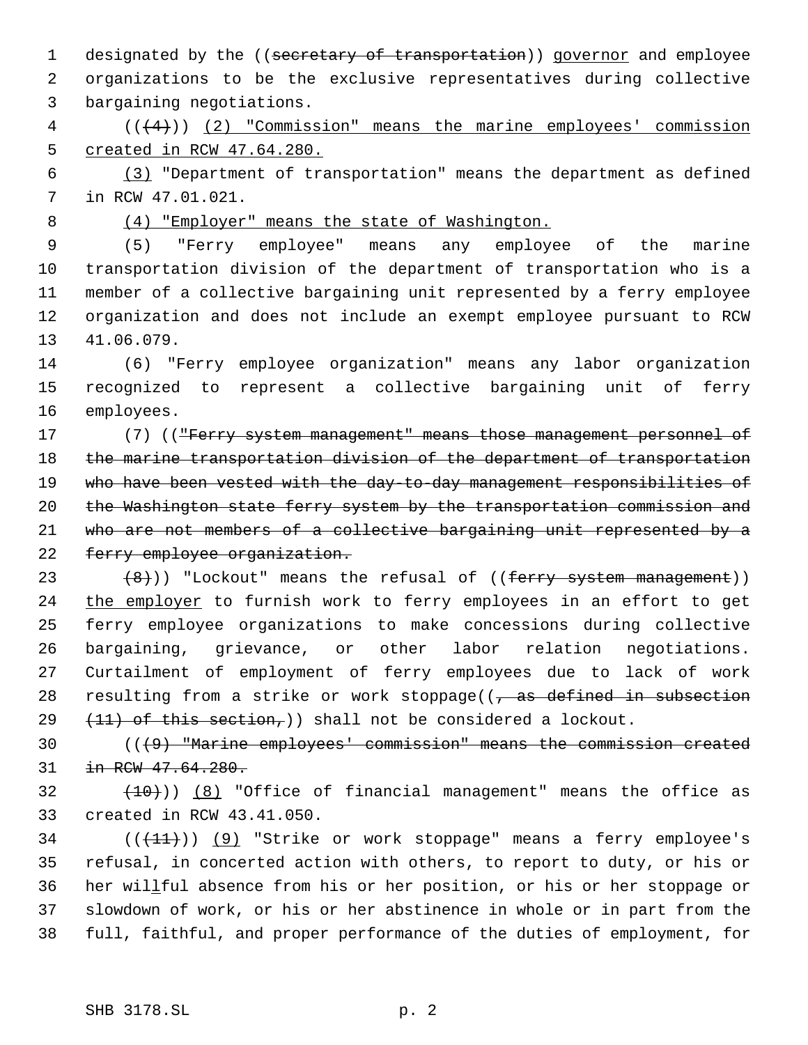designated by the ((~~secretary of transportation~~)) <u>governor</u> and employee organizations to be the exclusive representatives during collective bargaining negotiations.

((~~(4)~~)) <u>(2) "Commission" means the marine employees' commission created in RCW 47.64.280.</u>

<u>(3)</u> "Department of transportation" means the department as defined in RCW 47.01.021.

<u>(4) "Employer" means the state of Washington.</u>

(5) "Ferry employee" means any employee of the marine transportation division of the department of transportation who is a member of a collective bargaining unit represented by a ferry employee organization and does not include an exempt employee pursuant to RCW 41.06.079.

(6) "Ferry employee organization" means any labor organization recognized to represent a collective bargaining unit of ferry employees.

(7) ((~~"Ferry system management" means those management personnel of the marine transportation division of the department of transportation who have been vested with the day-to-day management responsibilities of the Washington state ferry system by the transportation commission and who are not members of a collective bargaining unit represented by a ferry employee organization.~~

~~(8)~~)) "Lockout" means the refusal of ((~~ferry system management~~)) <u>the employer</u> to furnish work to ferry employees in an effort to get ferry employee organizations to make concessions during collective bargaining, grievance, or other labor relation negotiations. Curtailment of employment of ferry employees due to lack of work resulting from a strike or work stoppage((~~, as defined in subsection (11) of this section,~~)) shall not be considered a lockout.

((~~(9) "Marine employees' commission" means the commission created in RCW 47.64.280.~~

~~(10)~~)) <u>(8)</u> "Office of financial management" means the office as created in RCW 43.41.050.

((~~(11)~~)) <u>(9)</u> "Strike or work stoppage" means a ferry employee's refusal, in concerted action with others, to report to duty, or his or her wil<u>l</u>ful absence from his or her position, or his or her stoppage or slowdown of work, or his or her abstinence in whole or in part from the full, faithful, and proper performance of the duties of employment, for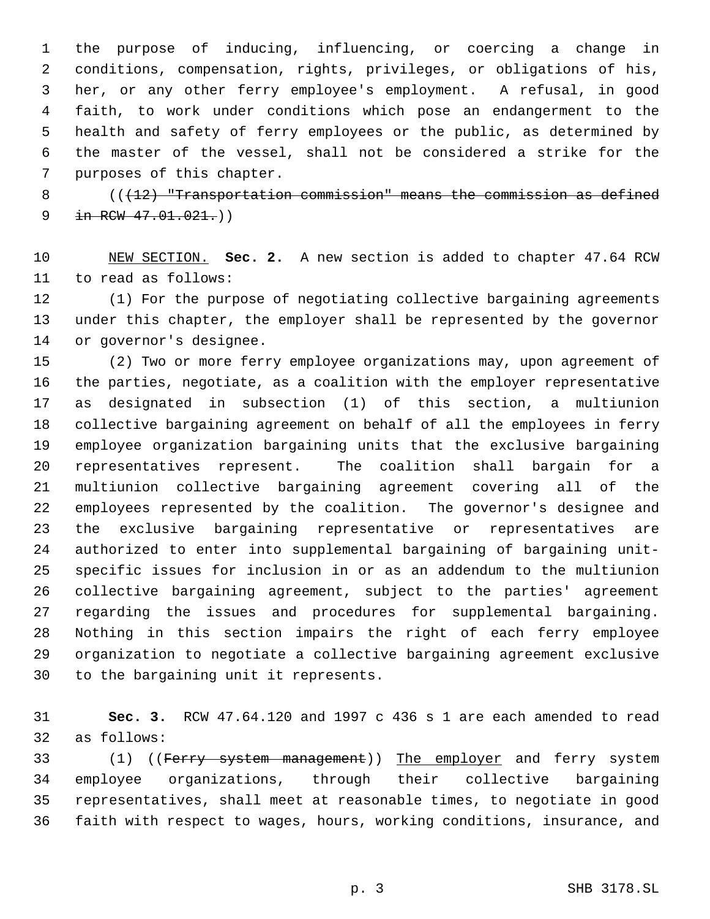the purpose of inducing, influencing, or coercing a change in conditions, compensation, rights, privileges, or obligations of his, her, or any other ferry employee's employment. A refusal, in good faith, to work under conditions which pose an endangerment to the health and safety of ferry employees or the public, as determined by the master of the vessel, shall not be considered a strike for the purposes of this chapter.

((~~(12) "Transportation commission" means the commission as defined in RCW 47.01.021.~~))

NEW SECTION. **Sec. 2.** A new section is added to chapter 47.64 RCW to read as follows:

(1) For the purpose of negotiating collective bargaining agreements under this chapter, the employer shall be represented by the governor or governor's designee.

(2) Two or more ferry employee organizations may, upon agreement of the parties, negotiate, as a coalition with the employer representative as designated in subsection (1) of this section, a multiunion collective bargaining agreement on behalf of all the employees in ferry employee organization bargaining units that the exclusive bargaining representatives represent. The coalition shall bargain for a multiunion collective bargaining agreement covering all of the employees represented by the coalition. The governor's designee and the exclusive bargaining representative or representatives are authorized to enter into supplemental bargaining of bargaining unit-specific issues for inclusion in or as an addendum to the multiunion collective bargaining agreement, subject to the parties' agreement regarding the issues and procedures for supplemental bargaining. Nothing in this section impairs the right of each ferry employee organization to negotiate a collective bargaining agreement exclusive to the bargaining unit it represents.

**Sec. 3.** RCW 47.64.120 and 1997 c 436 s 1 are each amended to read as follows:

(1) ((~~Ferry system management~~)) The employer and ferry system employee organizations, through their collective bargaining representatives, shall meet at reasonable times, to negotiate in good faith with respect to wages, hours, working conditions, insurance, and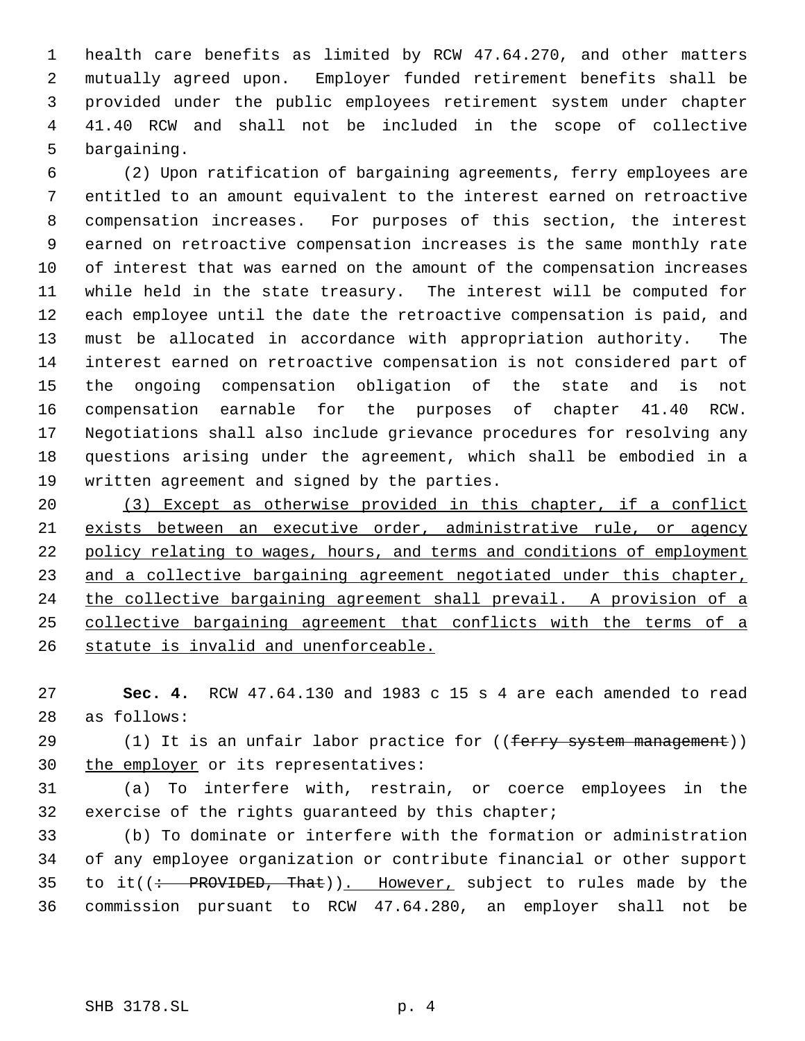health care benefits as limited by RCW 47.64.270, and other matters mutually agreed upon. Employer funded retirement benefits shall be provided under the public employees retirement system under chapter 41.40 RCW and shall not be included in the scope of collective bargaining.

(2) Upon ratification of bargaining agreements, ferry employees are entitled to an amount equivalent to the interest earned on retroactive compensation increases. For purposes of this section, the interest earned on retroactive compensation increases is the same monthly rate of interest that was earned on the amount of the compensation increases while held in the state treasury. The interest will be computed for each employee until the date the retroactive compensation is paid, and must be allocated in accordance with appropriation authority. The interest earned on retroactive compensation is not considered part of the ongoing compensation obligation of the state and is not compensation earnable for the purposes of chapter 41.40 RCW. Negotiations shall also include grievance procedures for resolving any questions arising under the agreement, which shall be embodied in a written agreement and signed by the parties.

<u>(3) Except as otherwise provided in this chapter, if a conflict exists between an executive order, administrative rule, or agency policy relating to wages, hours, and terms and conditions of employment and a collective bargaining agreement negotiated under this chapter, the collective bargaining agreement shall prevail. A provision of a collective bargaining agreement that conflicts with the terms of a statute is invalid and unenforceable.</u>

**Sec. 4.** RCW 47.64.130 and 1983 c 15 s 4 are each amended to read as follows:

(1) It is an unfair labor practice for ((~~ferry system management~~)) <u>the employer</u> or its representatives:

(a) To interfere with, restrain, or coerce employees in the exercise of the rights guaranteed by this chapter;

(b) To dominate or interfere with the formation or administration of any employee organization or contribute financial or other support to it((~~: PROVIDED, That~~))<u>. However,</u> subject to rules made by the commission pursuant to RCW 47.64.280, an employer shall not be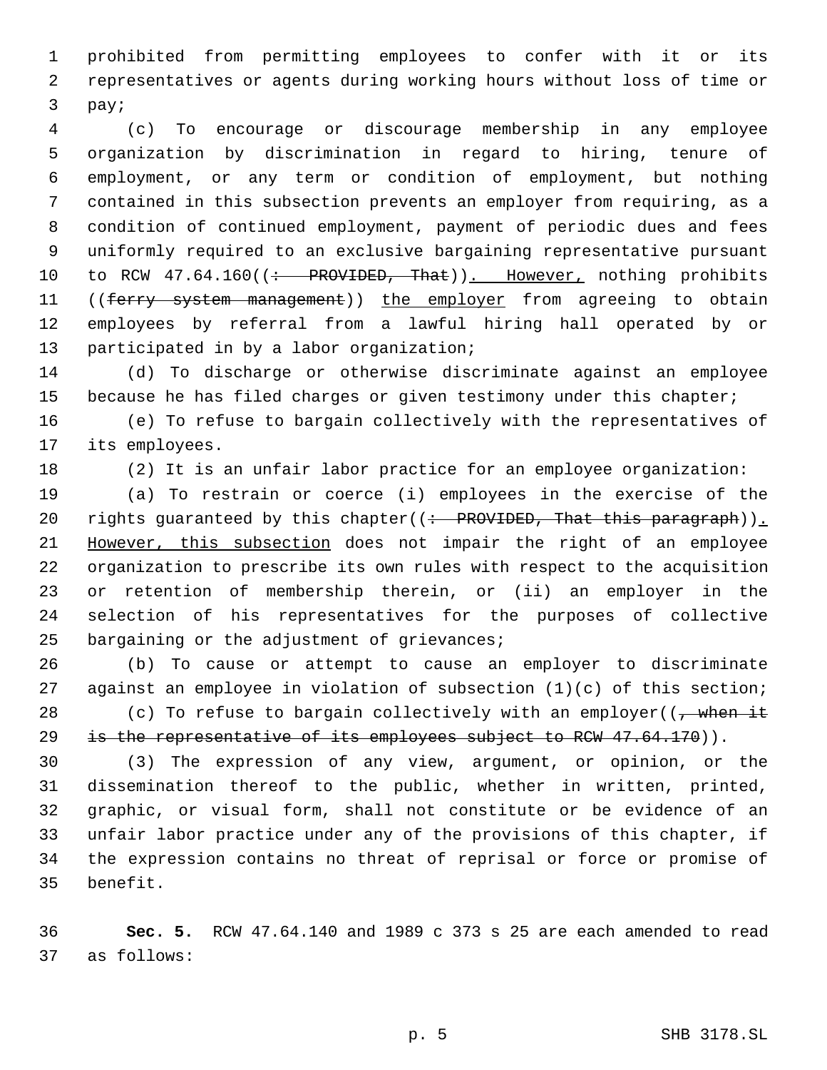prohibited from permitting employees to confer with it or its representatives or agents during working hours without loss of time or pay;

(c) To encourage or discourage membership in any employee organization by discrimination in regard to hiring, tenure of employment, or any term or condition of employment, but nothing contained in this subsection prevents an employer from requiring, as a condition of continued employment, payment of periodic dues and fees uniformly required to an exclusive bargaining representative pursuant to RCW 47.64.160((~~: PROVIDED, That~~)). However, nothing prohibits ((~~ferry system management~~)) the employer from agreeing to obtain employees by referral from a lawful hiring hall operated by or participated in by a labor organization;

(d) To discharge or otherwise discriminate against an employee because he has filed charges or given testimony under this chapter;

(e) To refuse to bargain collectively with the representatives of its employees.

(2) It is an unfair labor practice for an employee organization:

(a) To restrain or coerce (i) employees in the exercise of the rights guaranteed by this chapter((~~: PROVIDED, That this paragraph~~)). However, this subsection does not impair the right of an employee organization to prescribe its own rules with respect to the acquisition or retention of membership therein, or (ii) an employer in the selection of his representatives for the purposes of collective bargaining or the adjustment of grievances;

(b) To cause or attempt to cause an employer to discriminate against an employee in violation of subsection (1)(c) of this section;

(c) To refuse to bargain collectively with an employer((~~, when it is the representative of its employees subject to RCW 47.64.170~~)).

(3) The expression of any view, argument, or opinion, or the dissemination thereof to the public, whether in written, printed, graphic, or visual form, shall not constitute or be evidence of an unfair labor practice under any of the provisions of this chapter, if the expression contains no threat of reprisal or force or promise of benefit.

**Sec. 5.** RCW 47.64.140 and 1989 c 373 s 25 are each amended to read as follows: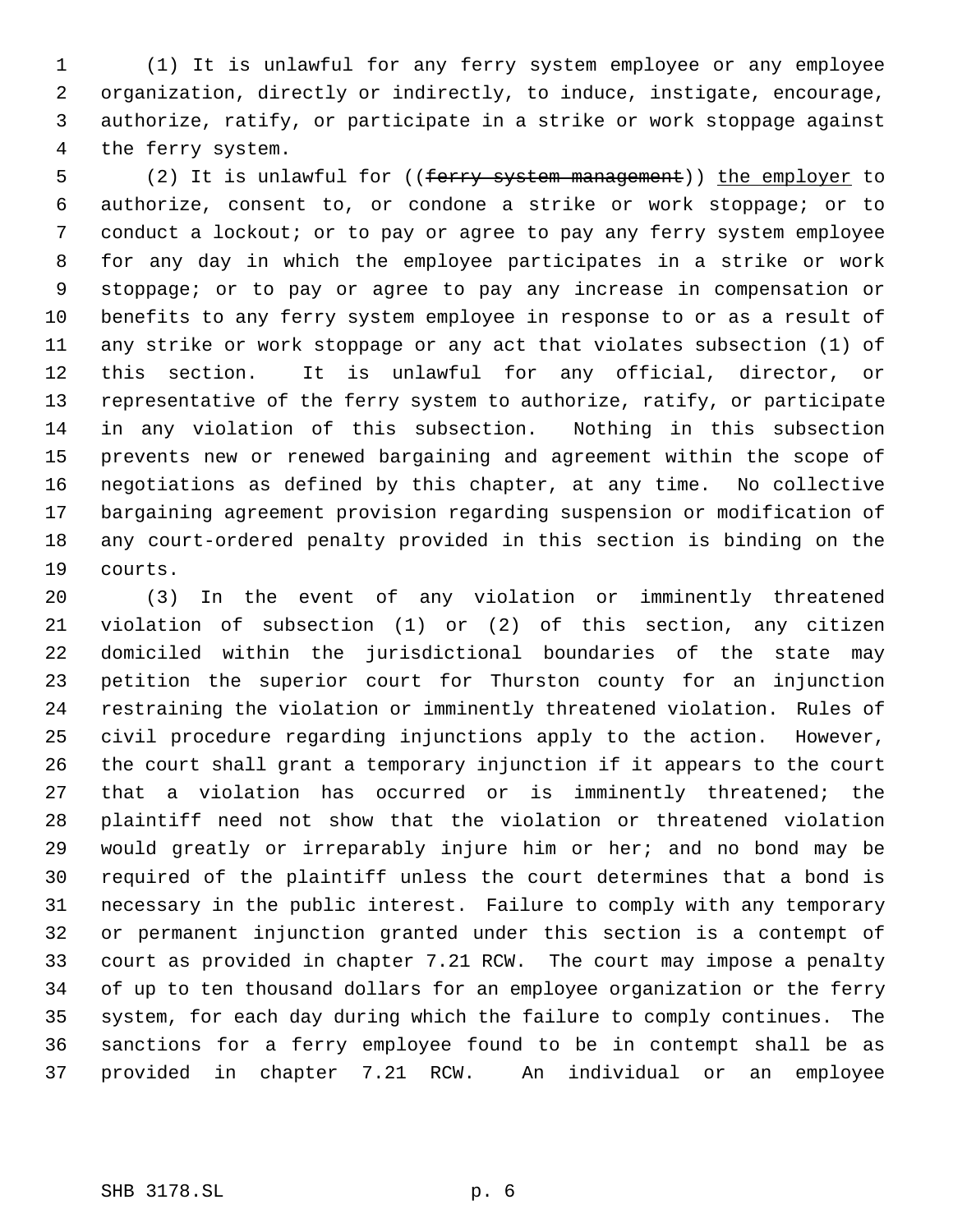(1) It is unlawful for any ferry system employee or any employee organization, directly or indirectly, to induce, instigate, encourage, authorize, ratify, or participate in a strike or work stoppage against the ferry system.

(2) It is unlawful for ((~~ferry system management~~)) <u>the employer</u> to authorize, consent to, or condone a strike or work stoppage; or to conduct a lockout; or to pay or agree to pay any ferry system employee for any day in which the employee participates in a strike or work stoppage; or to pay or agree to pay any increase in compensation or benefits to any ferry system employee in response to or as a result of any strike or work stoppage or any act that violates subsection (1) of this section. It is unlawful for any official, director, or representative of the ferry system to authorize, ratify, or participate in any violation of this subsection. Nothing in this subsection prevents new or renewed bargaining and agreement within the scope of negotiations as defined by this chapter, at any time. No collective bargaining agreement provision regarding suspension or modification of any court-ordered penalty provided in this section is binding on the courts.

(3) In the event of any violation or imminently threatened violation of subsection (1) or (2) of this section, any citizen domiciled within the jurisdictional boundaries of the state may petition the superior court for Thurston county for an injunction restraining the violation or imminently threatened violation. Rules of civil procedure regarding injunctions apply to the action. However, the court shall grant a temporary injunction if it appears to the court that a violation has occurred or is imminently threatened; the plaintiff need not show that the violation or threatened violation would greatly or irreparably injure him or her; and no bond may be required of the plaintiff unless the court determines that a bond is necessary in the public interest. Failure to comply with any temporary or permanent injunction granted under this section is a contempt of court as provided in chapter 7.21 RCW. The court may impose a penalty of up to ten thousand dollars for an employee organization or the ferry system, for each day during which the failure to comply continues. The sanctions for a ferry employee found to be in contempt shall be as provided in chapter 7.21 RCW. An individual or an employee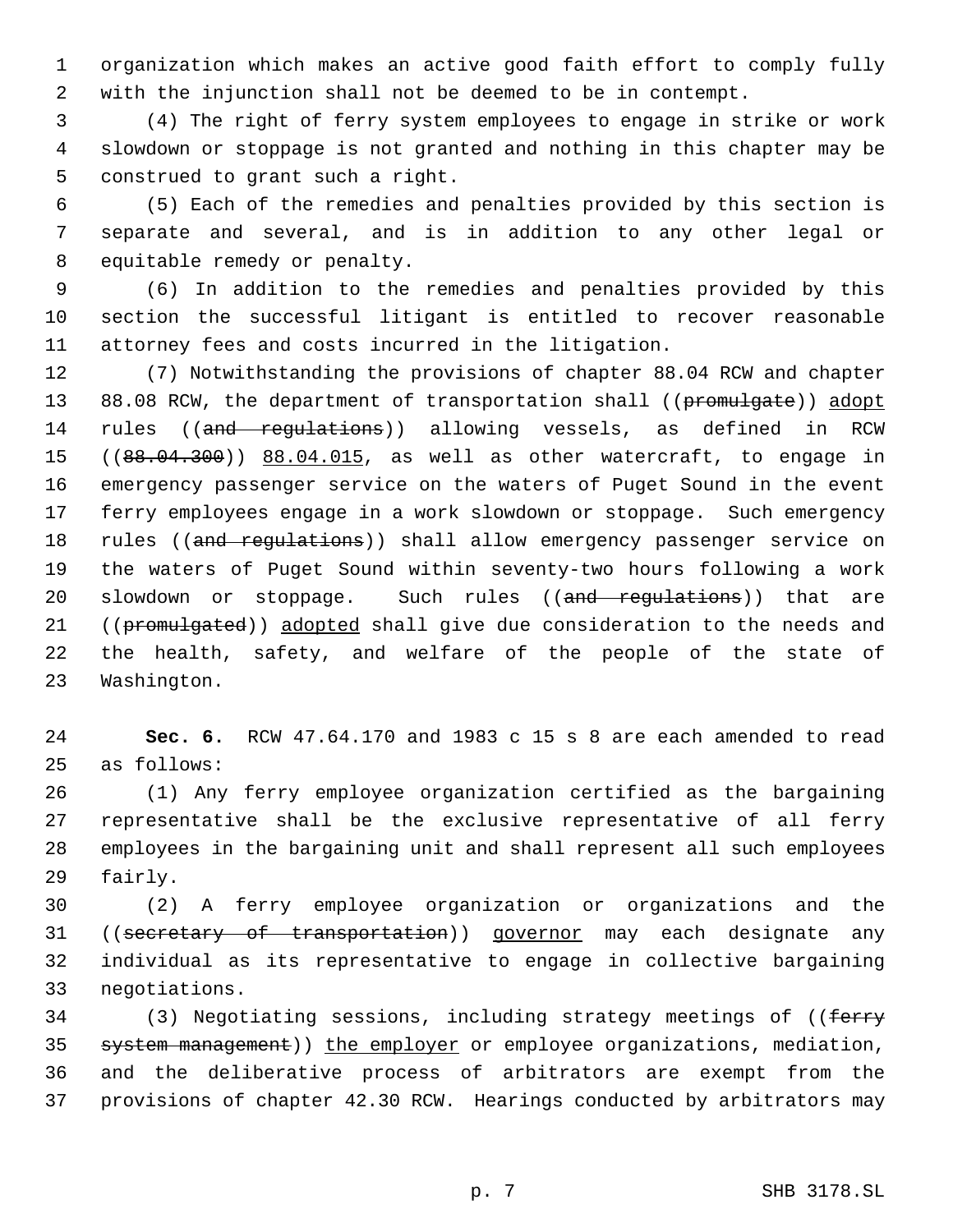organization which makes an active good faith effort to comply fully with the injunction shall not be deemed to be in contempt.

(4) The right of ferry system employees to engage in strike or work slowdown or stoppage is not granted and nothing in this chapter may be construed to grant such a right.

(5) Each of the remedies and penalties provided by this section is separate and several, and is in addition to any other legal or equitable remedy or penalty.

(6) In addition to the remedies and penalties provided by this section the successful litigant is entitled to recover reasonable attorney fees and costs incurred in the litigation.

(7) Notwithstanding the provisions of chapter 88.04 RCW and chapter 88.08 RCW, the department of transportation shall ((~~promulgate~~)) <u>adopt</u> rules ((~~and regulations~~)) allowing vessels, as defined in RCW ((~~88.04.300~~)) <u>88.04.015</u>, as well as other watercraft, to engage in emergency passenger service on the waters of Puget Sound in the event ferry employees engage in a work slowdown or stoppage. Such emergency rules ((~~and regulations~~)) shall allow emergency passenger service on the waters of Puget Sound within seventy-two hours following a work slowdown or stoppage. Such rules ((~~and regulations~~)) that are ((~~promulgated~~)) <u>adopted</u> shall give due consideration to the needs and the health, safety, and welfare of the people of the state of Washington.

**Sec. 6.** RCW 47.64.170 and 1983 c 15 s 8 are each amended to read as follows:

(1) Any ferry employee organization certified as the bargaining representative shall be the exclusive representative of all ferry employees in the bargaining unit and shall represent all such employees fairly.

(2) A ferry employee organization or organizations and the ((~~secretary of transportation~~)) <u>governor</u> may each designate any individual as its representative to engage in collective bargaining negotiations.

(3) Negotiating sessions, including strategy meetings of ((~~ferry system management~~)) <u>the employer</u> or employee organizations, mediation, and the deliberative process of arbitrators are exempt from the provisions of chapter 42.30 RCW. Hearings conducted by arbitrators may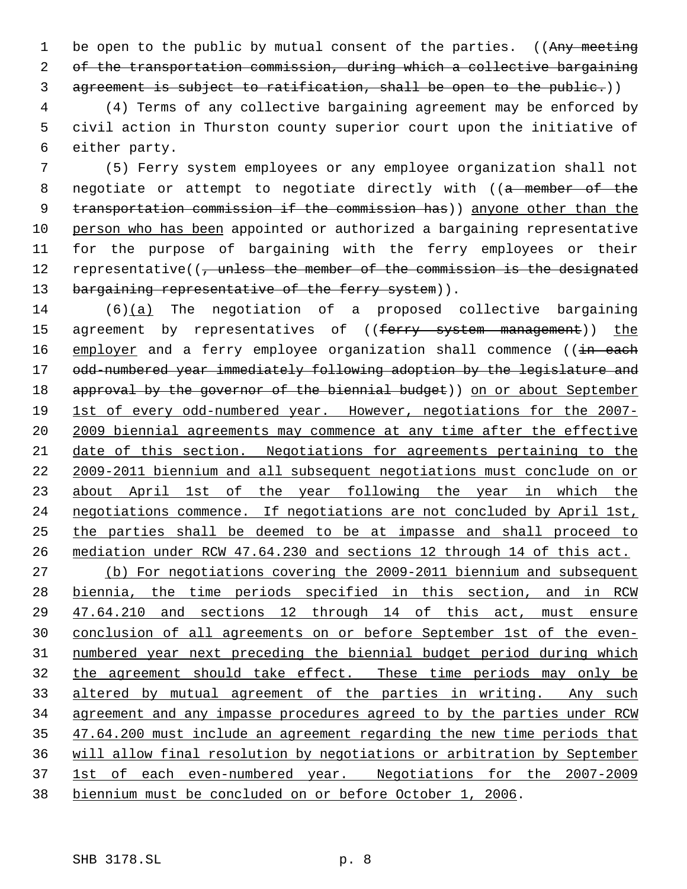be open to the public by mutual consent of the parties. ((~~Any meeting of the transportation commission, during which a collective bargaining agreement is subject to ratification, shall be open to the public.~~))

(4) Terms of any collective bargaining agreement may be enforced by civil action in Thurston county superior court upon the initiative of either party.

(5) Ferry system employees or any employee organization shall not negotiate or attempt to negotiate directly with ((~~a member of the transportation commission if the commission has~~)) <u>anyone other than the person who has been</u> appointed or authorized a bargaining representative for the purpose of bargaining with the ferry employees or their representative((~~, unless the member of the commission is the designated bargaining representative of the ferry system~~)).

(6)<u>(a)</u> The negotiation of a proposed collective bargaining agreement by representatives of ((~~ferry system management~~)) <u>the employer</u> and a ferry employee organization shall commence ((~~in each odd-numbered year immediately following adoption by the legislature and approval by the governor of the biennial budget~~)) <u>on or about September 1st of every odd-numbered year. However, negotiations for the 2007-2009 biennial agreements may commence at any time after the effective date of this section. Negotiations for agreements pertaining to the 2009-2011 biennium and all subsequent negotiations must conclude on or about April 1st of the year following the year in which the negotiations commence. If negotiations are not concluded by April 1st, the parties shall be deemed to be at impasse and shall proceed to mediation under RCW 47.64.230 and sections 12 through 14 of this act.</u>

<u>(b) For negotiations covering the 2009-2011 biennium and subsequent biennia, the time periods specified in this section, and in RCW 47.64.210 and sections 12 through 14 of this act, must ensure conclusion of all agreements on or before September 1st of the even-numbered year next preceding the biennial budget period during which the agreement should take effect. These time periods may only be altered by mutual agreement of the parties in writing. Any such agreement and any impasse procedures agreed to by the parties under RCW 47.64.200 must include an agreement regarding the new time periods that will allow final resolution by negotiations or arbitration by September 1st of each even-numbered year. Negotiations for the 2007-2009 biennium must be concluded on or before October 1, 2006</u>.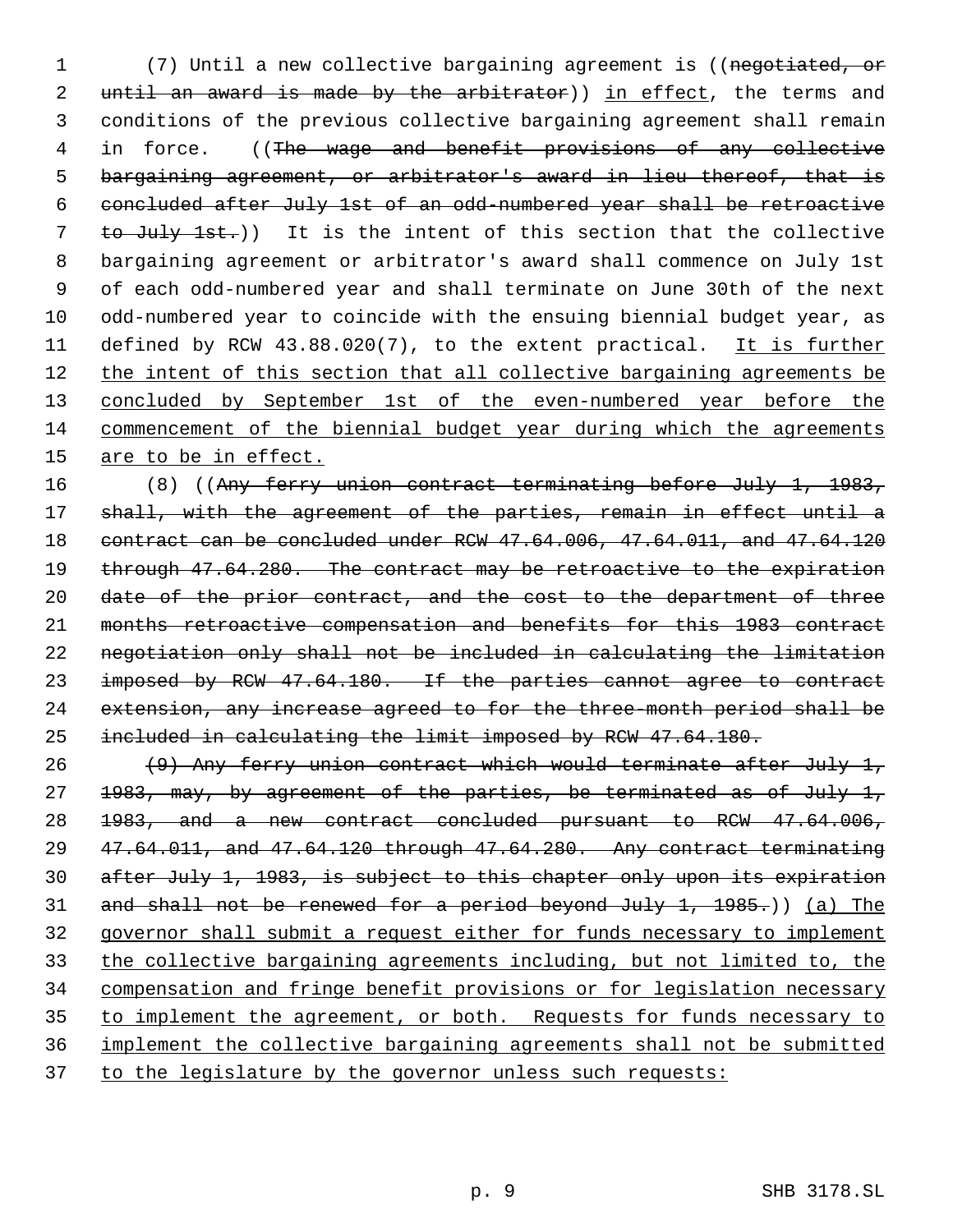(7) Until a new collective bargaining agreement is ((~~negotiated, or until an award is made by the arbitrator~~)) in effect, the terms and conditions of the previous collective bargaining agreement shall remain in force. ((~~The wage and benefit provisions of any collective bargaining agreement, or arbitrator's award in lieu thereof, that is concluded after July 1st of an odd-numbered year shall be retroactive to July 1st.~~)) It is the intent of this section that the collective bargaining agreement or arbitrator's award shall commence on July 1st of each odd-numbered year and shall terminate on June 30th of the next odd-numbered year to coincide with the ensuing biennial budget year, as defined by RCW 43.88.020(7), to the extent practical. It is further the intent of this section that all collective bargaining agreements be concluded by September 1st of the even-numbered year before the commencement of the biennial budget year during which the agreements are to be in effect.

(8) ((~~Any ferry union contract terminating before July 1, 1983, shall, with the agreement of the parties, remain in effect until a contract can be concluded under RCW 47.64.006, 47.64.011, and 47.64.120 through 47.64.280. The contract may be retroactive to the expiration date of the prior contract, and the cost to the department of three months retroactive compensation and benefits for this 1983 contract negotiation only shall not be included in calculating the limitation imposed by RCW 47.64.180. If the parties cannot agree to contract extension, any increase agreed to for the three-month period shall be included in calculating the limit imposed by RCW 47.64.180.~~

~~(9) Any ferry union contract which would terminate after July 1, 1983, may, by agreement of the parties, be terminated as of July 1, 1983, and a new contract concluded pursuant to RCW 47.64.006, 47.64.011, and 47.64.120 through 47.64.280. Any contract terminating after July 1, 1983, is subject to this chapter only upon its expiration and shall not be renewed for a period beyond July 1, 1985.~~)) (a) The governor shall submit a request either for funds necessary to implement the collective bargaining agreements including, but not limited to, the compensation and fringe benefit provisions or for legislation necessary to implement the agreement, or both. Requests for funds necessary to implement the collective bargaining agreements shall not be submitted to the legislature by the governor unless such requests: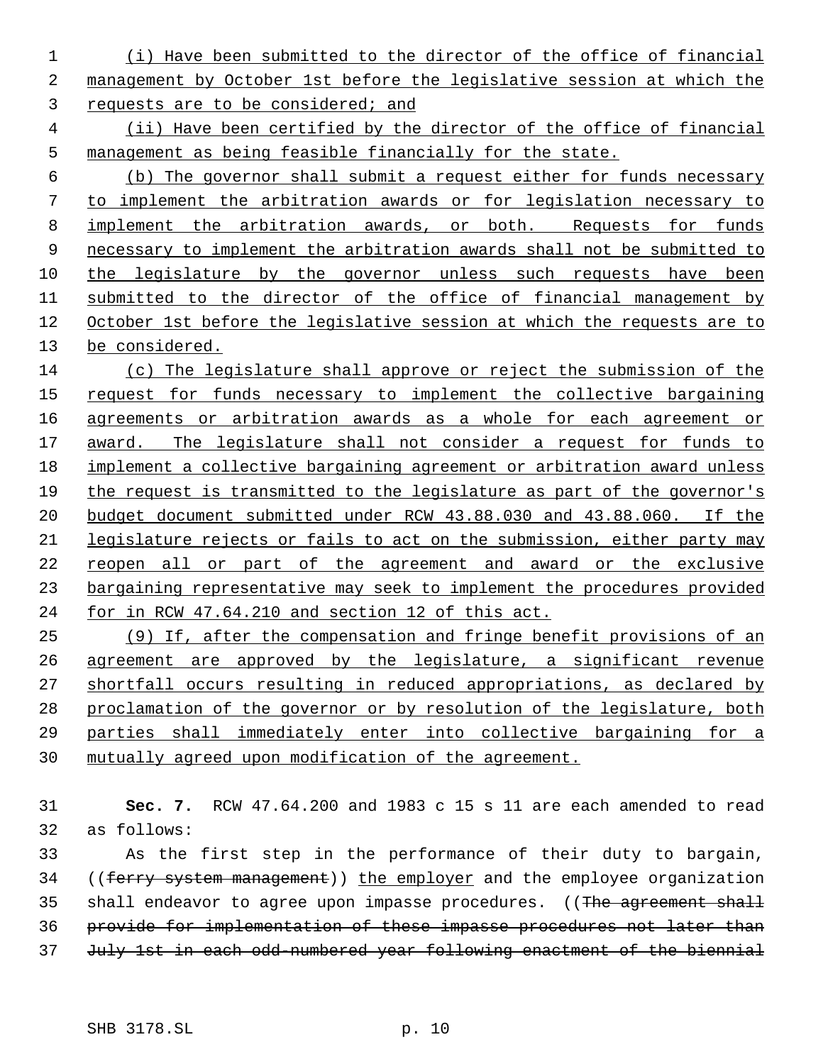(i) Have been submitted to the director of the office of financial management by October 1st before the legislative session at which the requests are to be considered; and

(ii) Have been certified by the director of the office of financial management as being feasible financially for the state.

(b) The governor shall submit a request either for funds necessary to implement the arbitration awards or for legislation necessary to implement the arbitration awards, or both. Requests for funds necessary to implement the arbitration awards shall not be submitted to the legislature by the governor unless such requests have been submitted to the director of the office of financial management by October 1st before the legislative session at which the requests are to be considered.

(c) The legislature shall approve or reject the submission of the request for funds necessary to implement the collective bargaining agreements or arbitration awards as a whole for each agreement or award. The legislature shall not consider a request for funds to implement a collective bargaining agreement or arbitration award unless the request is transmitted to the legislature as part of the governor's budget document submitted under RCW 43.88.030 and 43.88.060. If the legislature rejects or fails to act on the submission, either party may reopen all or part of the agreement and award or the exclusive bargaining representative may seek to implement the procedures provided for in RCW 47.64.210 and section 12 of this act.

(9) If, after the compensation and fringe benefit provisions of an agreement are approved by the legislature, a significant revenue shortfall occurs resulting in reduced appropriations, as declared by proclamation of the governor or by resolution of the legislature, both parties shall immediately enter into collective bargaining for a mutually agreed upon modification of the agreement.

**Sec. 7.** RCW 47.64.200 and 1983 c 15 s 11 are each amended to read as follows:

As the first step in the performance of their duty to bargain, ((ferry system management)) the employer and the employee organization shall endeavor to agree upon impasse procedures. ((The agreement shall provide for implementation of these impasse procedures not later than July 1st in each odd-numbered year following enactment of the biennial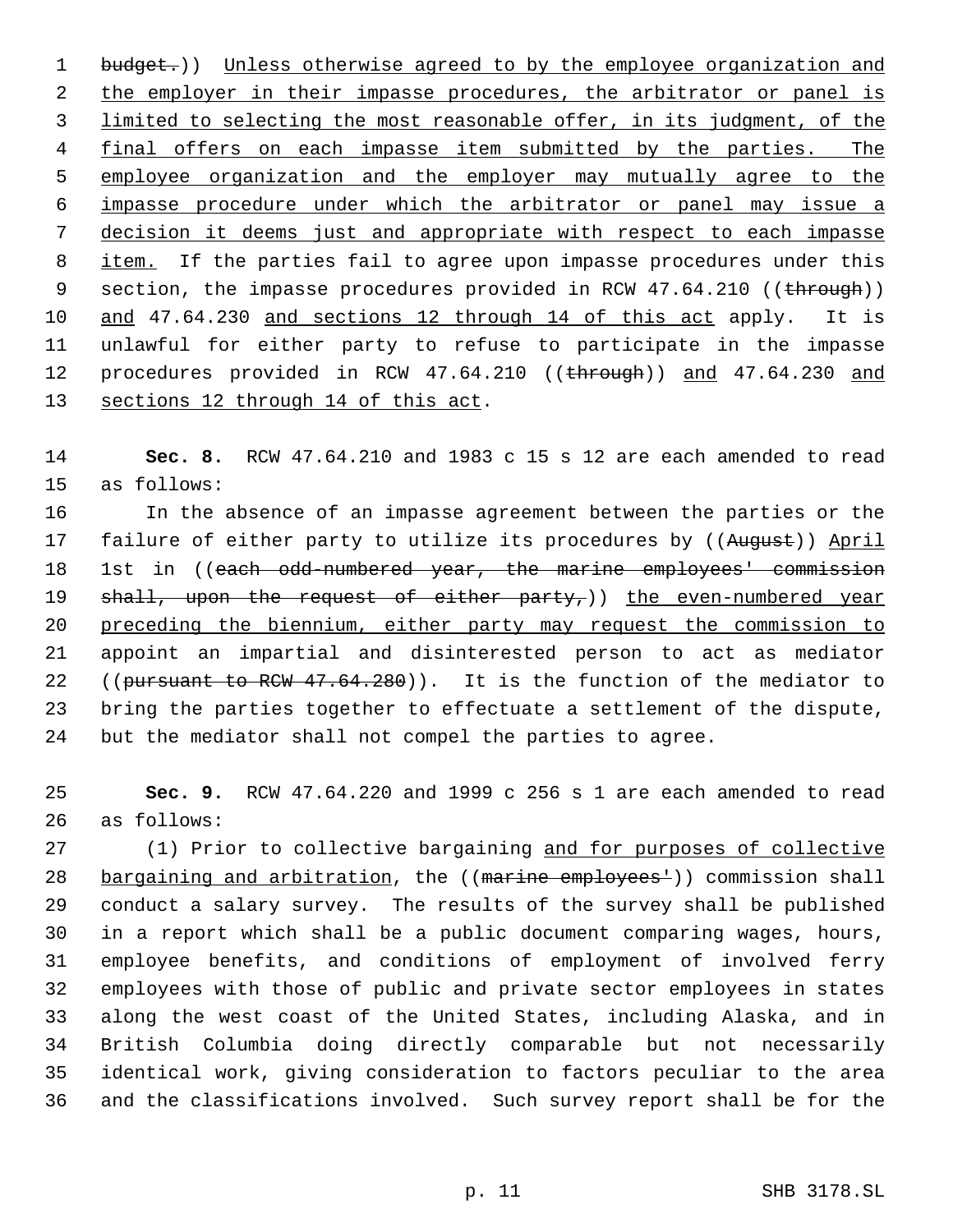budget.)) Unless otherwise agreed to by the employee organization and the employer in their impasse procedures, the arbitrator or panel is limited to selecting the most reasonable offer, in its judgment, of the final offers on each impasse item submitted by the parties. The employee organization and the employer may mutually agree to the impasse procedure under which the arbitrator or panel may issue a decision it deems just and appropriate with respect to each impasse item. If the parties fail to agree upon impasse procedures under this section, the impasse procedures provided in RCW 47.64.210 ((through)) and 47.64.230 and sections 12 through 14 of this act apply. It is unlawful for either party to refuse to participate in the impasse procedures provided in RCW 47.64.210 ((through)) and 47.64.230 and sections 12 through 14 of this act.

**Sec. 8.** RCW 47.64.210 and 1983 c 15 s 12 are each amended to read as follows:

In the absence of an impasse agreement between the parties or the failure of either party to utilize its procedures by ((August)) April 1st in ((each odd-numbered year, the marine employees' commission shall, upon the request of either party,)) the even-numbered year preceding the biennium, either party may request the commission to appoint an impartial and disinterested person to act as mediator ((pursuant to RCW 47.64.280)). It is the function of the mediator to bring the parties together to effectuate a settlement of the dispute, but the mediator shall not compel the parties to agree.

**Sec. 9.** RCW 47.64.220 and 1999 c 256 s 1 are each amended to read as follows:

(1) Prior to collective bargaining and for purposes of collective bargaining and arbitration, the ((marine employees')) commission shall conduct a salary survey. The results of the survey shall be published in a report which shall be a public document comparing wages, hours, employee benefits, and conditions of employment of involved ferry employees with those of public and private sector employees in states along the west coast of the United States, including Alaska, and in British Columbia doing directly comparable but not necessarily identical work, giving consideration to factors peculiar to the area and the classifications involved. Such survey report shall be for the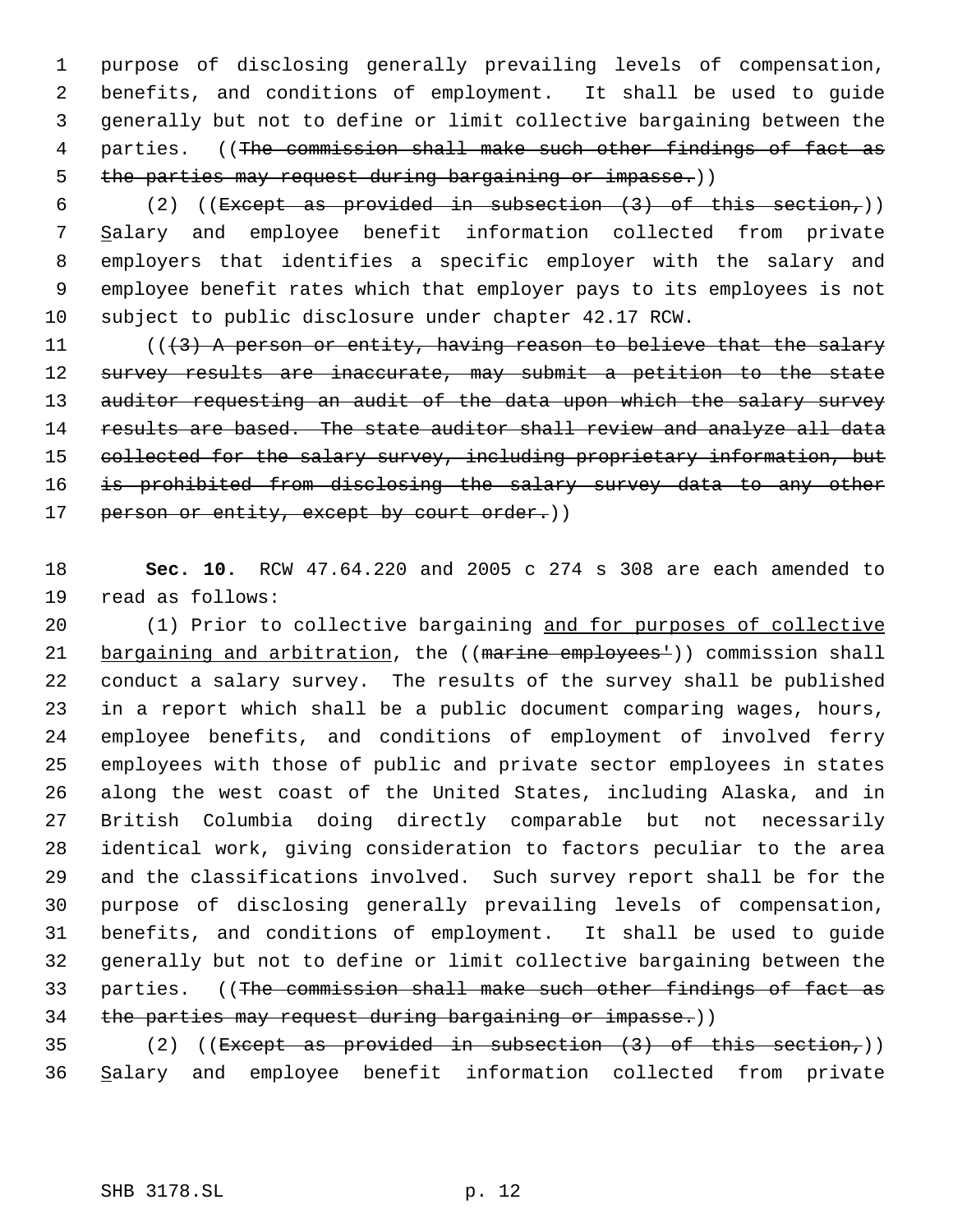purpose of disclosing generally prevailing levels of compensation, benefits, and conditions of employment. It shall be used to guide generally but not to define or limit collective bargaining between the parties. ((~~The commission shall make such other findings of fact as the parties may request during bargaining or impasse.~~))

(2) ((~~Except as provided in subsection (3) of this section,~~)) Salary and employee benefit information collected from private employers that identifies a specific employer with the salary and employee benefit rates which that employer pays to its employees is not subject to public disclosure under chapter 42.17 RCW.

((~~(3) A person or entity, having reason to believe that the salary survey results are inaccurate, may submit a petition to the state auditor requesting an audit of the data upon which the salary survey results are based. The state auditor shall review and analyze all data collected for the salary survey, including proprietary information, but is prohibited from disclosing the salary survey data to any other person or entity, except by court order.~~))

**Sec. 10.** RCW 47.64.220 and 2005 c 274 s 308 are each amended to read as follows:

(1) Prior to collective bargaining and for purposes of collective bargaining and arbitration, the ((~~marine employees'~~)) commission shall conduct a salary survey. The results of the survey shall be published in a report which shall be a public document comparing wages, hours, employee benefits, and conditions of employment of involved ferry employees with those of public and private sector employees in states along the west coast of the United States, including Alaska, and in British Columbia doing directly comparable but not necessarily identical work, giving consideration to factors peculiar to the area and the classifications involved. Such survey report shall be for the purpose of disclosing generally prevailing levels of compensation, benefits, and conditions of employment. It shall be used to guide generally but not to define or limit collective bargaining between the parties. ((~~The commission shall make such other findings of fact as the parties may request during bargaining or impasse.~~))

(2) ((~~Except as provided in subsection (3) of this section,~~)) Salary and employee benefit information collected from private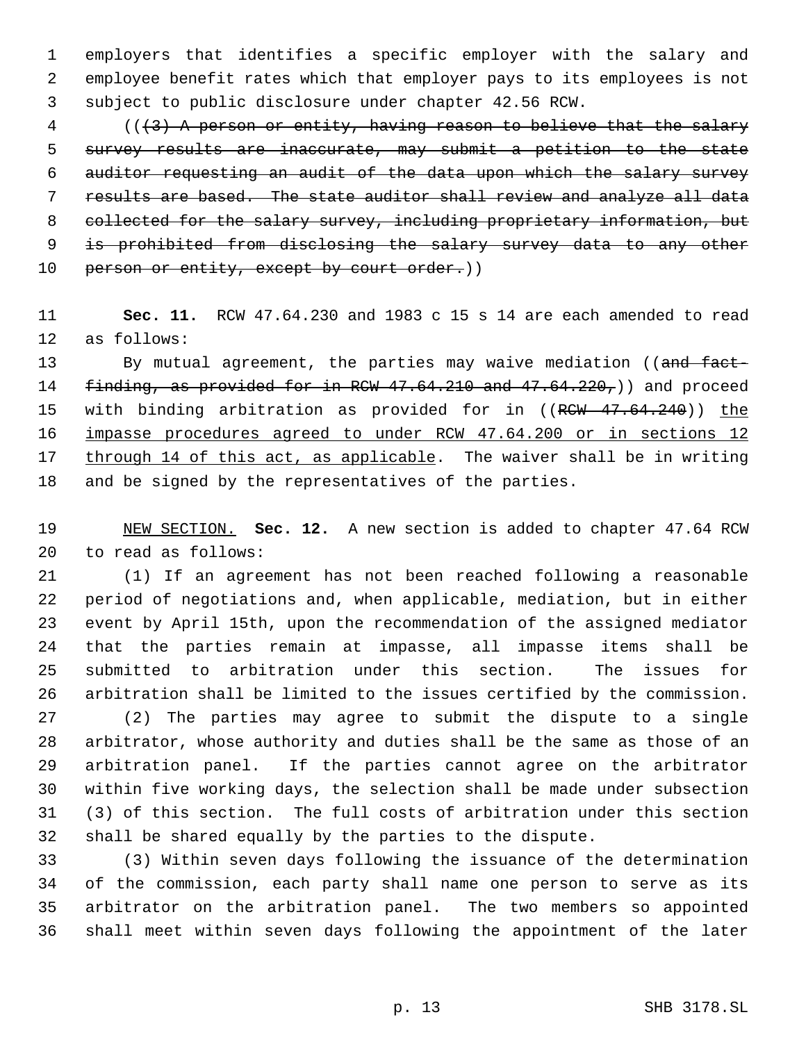employers that identifies a specific employer with the salary and employee benefit rates which that employer pays to its employees is not subject to public disclosure under chapter 42.56 RCW.

(((3) A person or entity, having reason to believe that the salary survey results are inaccurate, may submit a petition to the state auditor requesting an audit of the data upon which the salary survey results are based. The state auditor shall review and analyze all data collected for the salary survey, including proprietary information, but is prohibited from disclosing the salary survey data to any other person or entity, except by court order.))

**Sec. 11.** RCW 47.64.230 and 1983 c 15 s 14 are each amended to read as follows:

By mutual agreement, the parties may waive mediation ((and fact-finding, as provided for in RCW 47.64.210 and 47.64.220,)) and proceed with binding arbitration as provided for in ((RCW 47.64.240)) the impasse procedures agreed to under RCW 47.64.200 or in sections 12 through 14 of this act, as applicable. The waiver shall be in writing and be signed by the representatives of the parties.

NEW SECTION. **Sec. 12.** A new section is added to chapter 47.64 RCW to read as follows:

(1) If an agreement has not been reached following a reasonable period of negotiations and, when applicable, mediation, but in either event by April 15th, upon the recommendation of the assigned mediator that the parties remain at impasse, all impasse items shall be submitted to arbitration under this section. The issues for arbitration shall be limited to the issues certified by the commission.

(2) The parties may agree to submit the dispute to a single arbitrator, whose authority and duties shall be the same as those of an arbitration panel. If the parties cannot agree on the arbitrator within five working days, the selection shall be made under subsection (3) of this section. The full costs of arbitration under this section shall be shared equally by the parties to the dispute.

(3) Within seven days following the issuance of the determination of the commission, each party shall name one person to serve as its arbitrator on the arbitration panel. The two members so appointed shall meet within seven days following the appointment of the later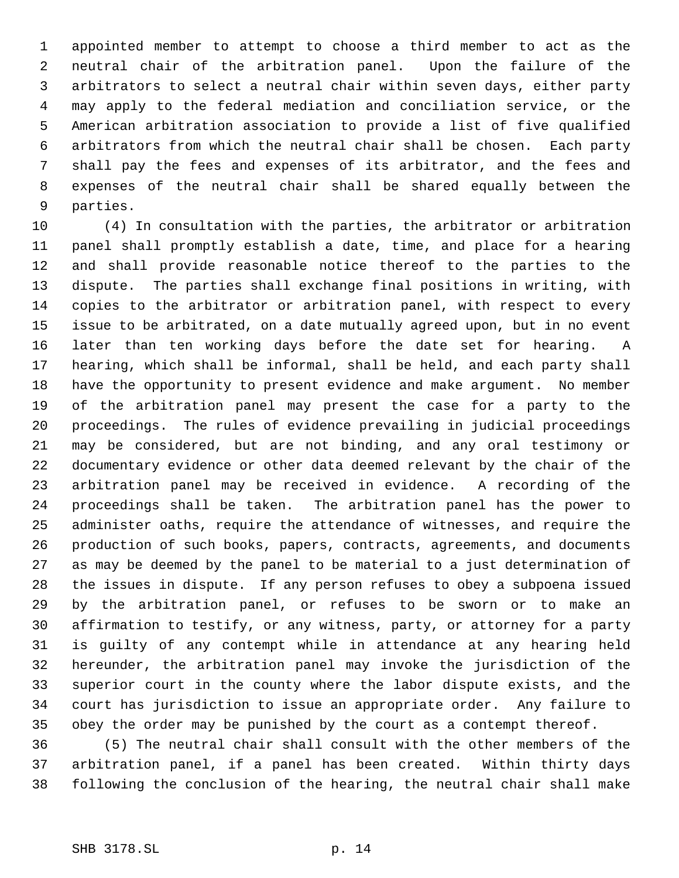appointed member to attempt to choose a third member to act as the neutral chair of the arbitration panel. Upon the failure of the arbitrators to select a neutral chair within seven days, either party may apply to the federal mediation and conciliation service, or the American arbitration association to provide a list of five qualified arbitrators from which the neutral chair shall be chosen. Each party shall pay the fees and expenses of its arbitrator, and the fees and expenses of the neutral chair shall be shared equally between the parties.

(4) In consultation with the parties, the arbitrator or arbitration panel shall promptly establish a date, time, and place for a hearing and shall provide reasonable notice thereof to the parties to the dispute. The parties shall exchange final positions in writing, with copies to the arbitrator or arbitration panel, with respect to every issue to be arbitrated, on a date mutually agreed upon, but in no event later than ten working days before the date set for hearing. A hearing, which shall be informal, shall be held, and each party shall have the opportunity to present evidence and make argument. No member of the arbitration panel may present the case for a party to the proceedings. The rules of evidence prevailing in judicial proceedings may be considered, but are not binding, and any oral testimony or documentary evidence or other data deemed relevant by the chair of the arbitration panel may be received in evidence. A recording of the proceedings shall be taken. The arbitration panel has the power to administer oaths, require the attendance of witnesses, and require the production of such books, papers, contracts, agreements, and documents as may be deemed by the panel to be material to a just determination of the issues in dispute. If any person refuses to obey a subpoena issued by the arbitration panel, or refuses to be sworn or to make an affirmation to testify, or any witness, party, or attorney for a party is guilty of any contempt while in attendance at any hearing held hereunder, the arbitration panel may invoke the jurisdiction of the superior court in the county where the labor dispute exists, and the court has jurisdiction to issue an appropriate order. Any failure to obey the order may be punished by the court as a contempt thereof.

(5) The neutral chair shall consult with the other members of the arbitration panel, if a panel has been created. Within thirty days following the conclusion of the hearing, the neutral chair shall make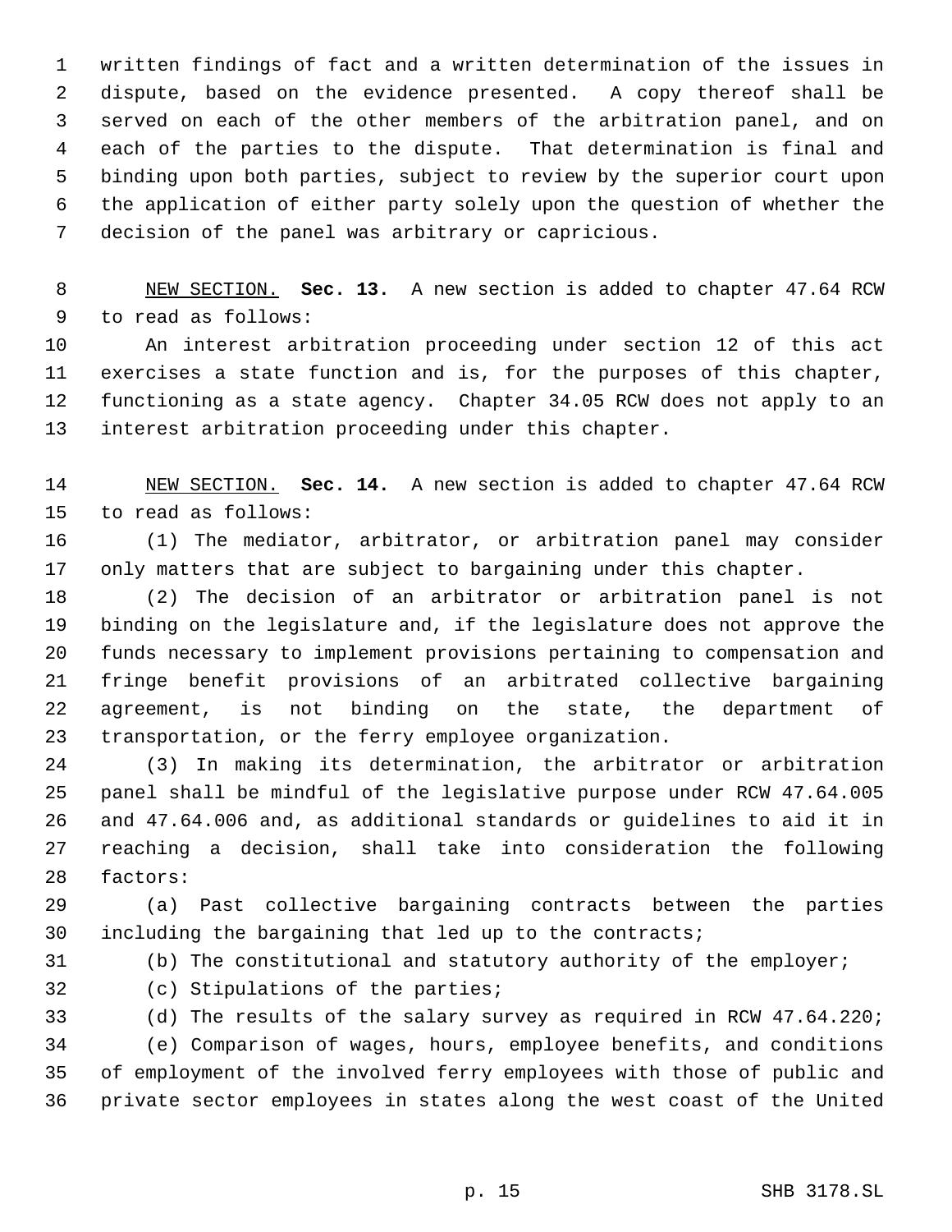written findings of fact and a written determination of the issues in dispute, based on the evidence presented. A copy thereof shall be served on each of the other members of the arbitration panel, and on each of the parties to the dispute. That determination is final and binding upon both parties, subject to review by the superior court upon the application of either party solely upon the question of whether the decision of the panel was arbitrary or capricious.

NEW SECTION. **Sec. 13.** A new section is added to chapter 47.64 RCW to read as follows:

An interest arbitration proceeding under section 12 of this act exercises a state function and is, for the purposes of this chapter, functioning as a state agency. Chapter 34.05 RCW does not apply to an interest arbitration proceeding under this chapter.

NEW SECTION. **Sec. 14.** A new section is added to chapter 47.64 RCW to read as follows:

(1) The mediator, arbitrator, or arbitration panel may consider only matters that are subject to bargaining under this chapter.

(2) The decision of an arbitrator or arbitration panel is not binding on the legislature and, if the legislature does not approve the funds necessary to implement provisions pertaining to compensation and fringe benefit provisions of an arbitrated collective bargaining agreement, is not binding on the state, the department of transportation, or the ferry employee organization.

(3) In making its determination, the arbitrator or arbitration panel shall be mindful of the legislative purpose under RCW 47.64.005 and 47.64.006 and, as additional standards or guidelines to aid it in reaching a decision, shall take into consideration the following factors:

(a) Past collective bargaining contracts between the parties including the bargaining that led up to the contracts;

(b) The constitutional and statutory authority of the employer;

(c) Stipulations of the parties;

(d) The results of the salary survey as required in RCW 47.64.220;

(e) Comparison of wages, hours, employee benefits, and conditions of employment of the involved ferry employees with those of public and private sector employees in states along the west coast of the United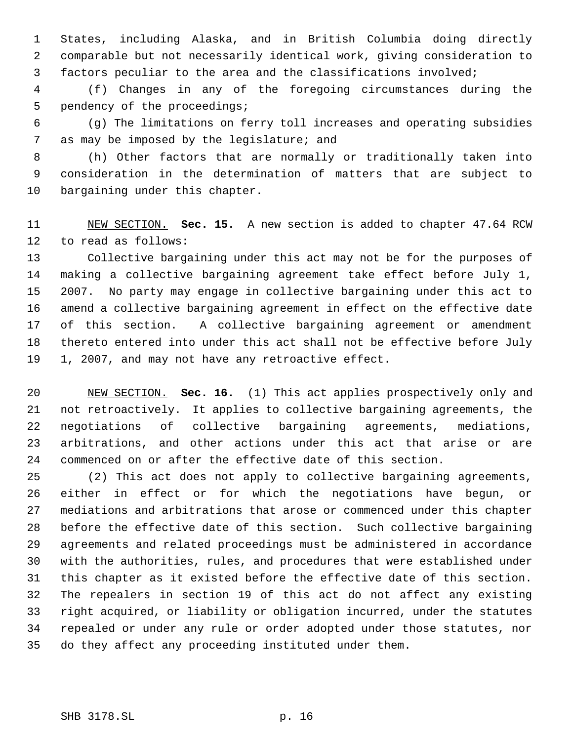States, including Alaska, and in British Columbia doing directly comparable but not necessarily identical work, giving consideration to factors peculiar to the area and the classifications involved;

(f) Changes in any of the foregoing circumstances during the pendency of the proceedings;

(g) The limitations on ferry toll increases and operating subsidies as may be imposed by the legislature; and

(h) Other factors that are normally or traditionally taken into consideration in the determination of matters that are subject to bargaining under this chapter.

NEW SECTION. **Sec. 15.** A new section is added to chapter 47.64 RCW to read as follows:

Collective bargaining under this act may not be for the purposes of making a collective bargaining agreement take effect before July 1, 2007. No party may engage in collective bargaining under this act to amend a collective bargaining agreement in effect on the effective date of this section. A collective bargaining agreement or amendment thereto entered into under this act shall not be effective before July 1, 2007, and may not have any retroactive effect.

NEW SECTION. **Sec. 16.** (1) This act applies prospectively only and not retroactively. It applies to collective bargaining agreements, the negotiations of collective bargaining agreements, mediations, arbitrations, and other actions under this act that arise or are commenced on or after the effective date of this section.

(2) This act does not apply to collective bargaining agreements, either in effect or for which the negotiations have begun, or mediations and arbitrations that arose or commenced under this chapter before the effective date of this section. Such collective bargaining agreements and related proceedings must be administered in accordance with the authorities, rules, and procedures that were established under this chapter as it existed before the effective date of this section. The repealers in section 19 of this act do not affect any existing right acquired, or liability or obligation incurred, under the statutes repealed or under any rule or order adopted under those statutes, nor do they affect any proceeding instituted under them.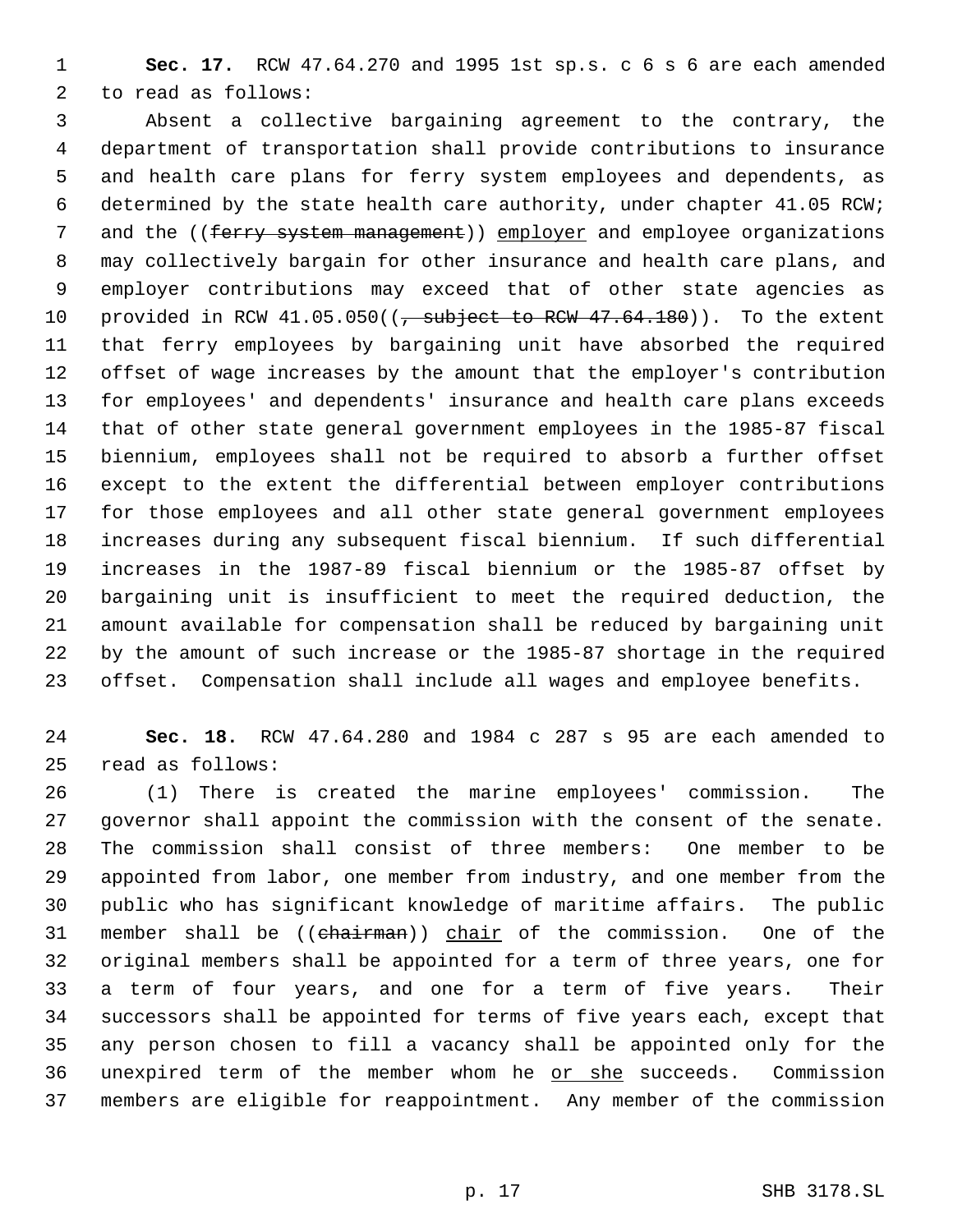**Sec. 17.** RCW 47.64.270 and 1995 1st sp.s. c 6 s 6 are each amended to read as follows:

Absent a collective bargaining agreement to the contrary, the department of transportation shall provide contributions to insurance and health care plans for ferry system employees and dependents, as determined by the state health care authority, under chapter 41.05 RCW; and the ((~~ferry system management~~)) <u>employer</u> and employee organizations may collectively bargain for other insurance and health care plans, and employer contributions may exceed that of other state agencies as provided in RCW 41.05.050((~~, subject to RCW 47.64.180~~)). To the extent that ferry employees by bargaining unit have absorbed the required offset of wage increases by the amount that the employer's contribution for employees' and dependents' insurance and health care plans exceeds that of other state general government employees in the 1985-87 fiscal biennium, employees shall not be required to absorb a further offset except to the extent the differential between employer contributions for those employees and all other state general government employees increases during any subsequent fiscal biennium. If such differential increases in the 1987-89 fiscal biennium or the 1985-87 offset by bargaining unit is insufficient to meet the required deduction, the amount available for compensation shall be reduced by bargaining unit by the amount of such increase or the 1985-87 shortage in the required offset. Compensation shall include all wages and employee benefits.

**Sec. 18.** RCW 47.64.280 and 1984 c 287 s 95 are each amended to read as follows:

(1) There is created the marine employees' commission. The governor shall appoint the commission with the consent of the senate. The commission shall consist of three members: One member to be appointed from labor, one member from industry, and one member from the public who has significant knowledge of maritime affairs. The public member shall be ((~~chairman~~)) <u>chair</u> of the commission. One of the original members shall be appointed for a term of three years, one for a term of four years, and one for a term of five years. Their successors shall be appointed for terms of five years each, except that any person chosen to fill a vacancy shall be appointed only for the unexpired term of the member whom he <u>or she</u> succeeds. Commission members are eligible for reappointment. Any member of the commission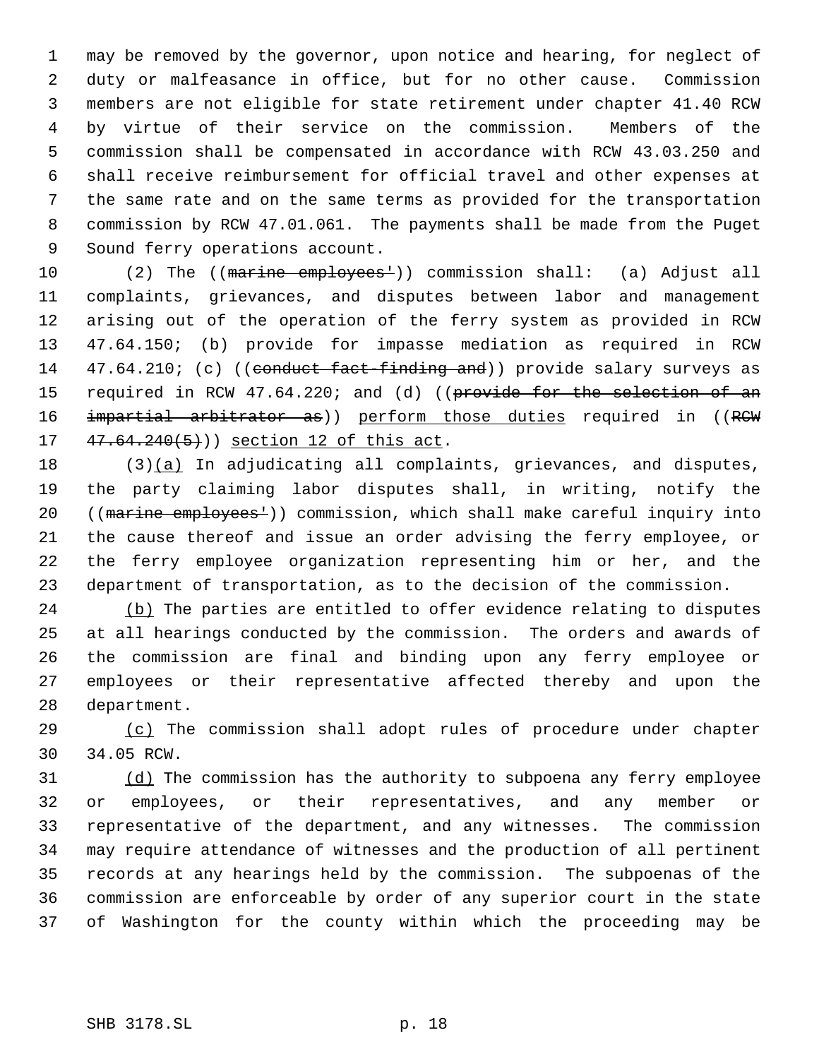may be removed by the governor, upon notice and hearing, for neglect of duty or malfeasance in office, but for no other cause. Commission members are not eligible for state retirement under chapter 41.40 RCW by virtue of their service on the commission. Members of the commission shall be compensated in accordance with RCW 43.03.250 and shall receive reimbursement for official travel and other expenses at the same rate and on the same terms as provided for the transportation commission by RCW 47.01.061. The payments shall be made from the Puget Sound ferry operations account.

(2) The ((~~marine employees'~~)) commission shall: (a) Adjust all complaints, grievances, and disputes between labor and management arising out of the operation of the ferry system as provided in RCW 47.64.150; (b) provide for impasse mediation as required in RCW 47.64.210; (c) ((~~conduct fact-finding and~~)) provide salary surveys as required in RCW 47.64.220; and (d) ((~~provide for the selection of an impartial arbitrator as~~)) <u>perform those duties</u> required in ((~~RCW 47.64.240(5)~~)) <u>section 12 of this act</u>.

(3)<u>(a)</u> In adjudicating all complaints, grievances, and disputes, the party claiming labor disputes shall, in writing, notify the ((~~marine employees'~~)) commission, which shall make careful inquiry into the cause thereof and issue an order advising the ferry employee, or the ferry employee organization representing him or her, and the department of transportation, as to the decision of the commission.

<u>(b)</u> The parties are entitled to offer evidence relating to disputes at all hearings conducted by the commission. The orders and awards of the commission are final and binding upon any ferry employee or employees or their representative affected thereby and upon the department.

<u>(c)</u> The commission shall adopt rules of procedure under chapter 34.05 RCW.

<u>(d)</u> The commission has the authority to subpoena any ferry employee or employees, or their representatives, and any member or representative of the department, and any witnesses. The commission may require attendance of witnesses and the production of all pertinent records at any hearings held by the commission. The subpoenas of the commission are enforceable by order of any superior court in the state of Washington for the county within which the proceeding may be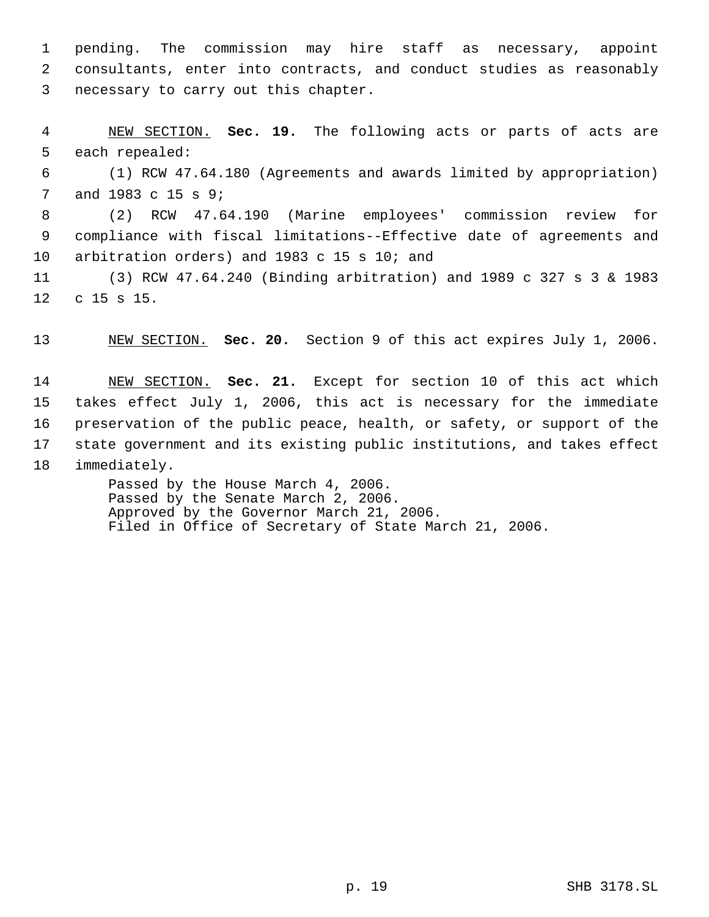pending. The commission may hire staff as necessary, appoint consultants, enter into contracts, and conduct studies as reasonably necessary to carry out this chapter.

NEW SECTION. **Sec. 19.** The following acts or parts of acts are each repealed:

(1) RCW 47.64.180 (Agreements and awards limited by appropriation) and 1983 c 15 s 9;

(2) RCW 47.64.190 (Marine employees' commission review for compliance with fiscal limitations--Effective date of agreements and arbitration orders) and 1983 c 15 s 10; and

(3) RCW 47.64.240 (Binding arbitration) and 1989 c 327 s 3 & 1983 c 15 s 15.

NEW SECTION. **Sec. 20.** Section 9 of this act expires July 1, 2006.

NEW SECTION. **Sec. 21.** Except for section 10 of this act which takes effect July 1, 2006, this act is necessary for the immediate preservation of the public peace, health, or safety, or support of the state government and its existing public institutions, and takes effect immediately.

Passed by the House March 4, 2006.
Passed by the Senate March 2, 2006.
Approved by the Governor March 21, 2006.
Filed in Office of Secretary of State March 21, 2006.